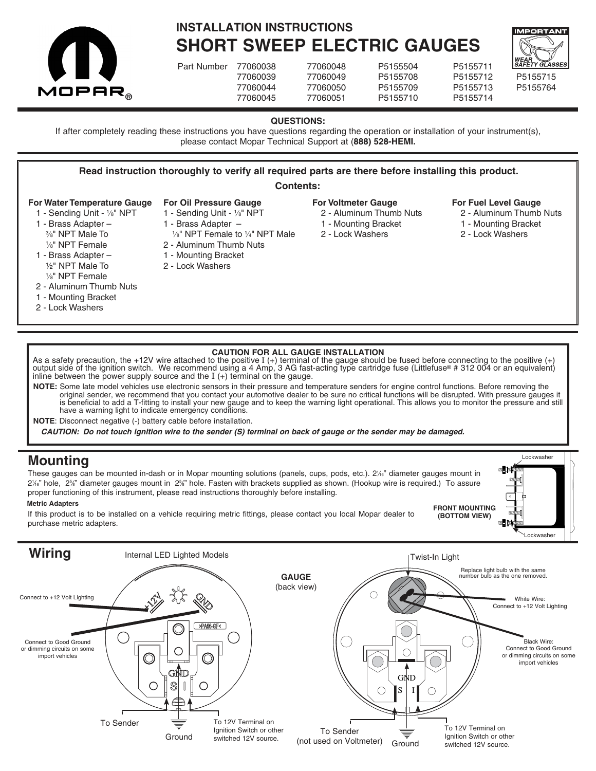# INSTALLATION INSTRUCTIONS

# SHORT SWEEP ELECTRIC GAUGES

| Part Number | | | | |
|---|---|---|---|---|
| 77060038 | 77060048 | P5155504 | P5155711 | |
| 77060039 | 77060049 | P5155708 | P5155712 | P5155715 |
| 77060044 | 77060050 | P5155709 | P5155713 | P5155764 |
| 77060045 | 77060051 | P5155710 | P5155714 | |

IMPORTANT
WEAR SAFETY GLASSES

**QUESTIONS:**

If after completely reading these instructions you have questions regarding the operation or installation of your instrument(s), please contact Mopar Technical Support at (**888) 528-HEMI.**

**Read instruction thoroughly to verify all required parts are there before installing this product.**

**Contents:**

**For Water Temperature Gauge**
- 1 - Sending Unit - 1/8" NPT
- 1 - Brass Adapter – 3/8" NPT Male To 1/8" NPT Female
- 1 - Brass Adapter – 1/2" NPT Male To 1/8" NPT Female
- 2 - Aluminum Thumb Nuts
- 1 - Mounting Bracket
- 2 - Lock Washers

**For Oil Pressure Gauge**
- 1 - Sending Unit - 1/8" NPT
- 1 - Brass Adapter – 1/8" NPT Female to 1/4" NPT Male
- 2 - Aluminum Thumb Nuts
- 1 - Mounting Bracket
- 2 - Lock Washers

**For Voltmeter Gauge**
- 2 - Aluminum Thumb Nuts
- 1 - Mounting Bracket
- 2 - Lock Washers

**For Fuel Level Gauge**
- 2 - Aluminum Thumb Nuts
- 1 - Mounting Bracket
- 2 - Lock Washers

**CAUTION FOR ALL GAUGE INSTALLATION**

As a safety precaution, the +12V wire attached to the positive I (+) terminal of the gauge should be fused before connecting to the positive (+) output side of the ignition switch. We recommend using a 4 Amp, 3 AG fast-acting type cartridge fuse (Littlefuse® # 312 004 or an equivalent) inline between the power supply source and the I (+) terminal on the gauge.

**NOTE:** Some late model vehicles use electronic sensors in their pressure and temperature senders for engine control functions. Before removing the original sender, we recommend that you contact your automotive dealer to be sure no critical functions will be disrupted. With pressure gauges it is beneficial to add a T-fitting to install your new gauge and to keep the warning light operational. This allows you to monitor the pressure and still have a warning light to indicate emergency conditions.

**NOTE**: Disconnect negative (-) battery cable before installation.

***CAUTION: Do not touch ignition wire to the sender (S) terminal on back of gauge or the sender may be damaged.***

## Mounting

These gauges can be mounted in-dash or in Mopar mounting solutions (panels, cups, pods, etc.). 2 1/16" diameter gauges mount in 2 1/16" hole, 2 5/8" diameter gauges mount in 2 5/8" hole. Fasten with brackets supplied as shown. (Hookup wire is required.) To assure proper functioning of this instrument, please read instructions thoroughly before installing.

**Metric Adapters**

If this product is to be installed on a vehicle requiring metric fittings, please contact you local Mopar dealer to purchase metric adapters.

Lockwasher
FRONT MOUNTING (BOTTOM VIEW)
Lockwasher

## Wiring

Internal LED Lighted Models

Connect to +12 Volt Lighting

Connect to Good Ground or dimming circuits on some import vehicles

+12V GND >PA66-GF< GND S I

To Sender — Ground — To 12V Terminal on Ignition Switch or other switched 12V source.

**GAUGE** (back view)

Twist-In Light

Replace light bulb with the same number bulb as the one removed.

White Wire: Connect to +12 Volt Lighting

Black Wire: Connect to Good Ground or dimming circuits on some import vehicles

GND S I

To Sender (not used on Voltmeter) — Ground — To 12V Terminal on Ignition Switch or other switched 12V source.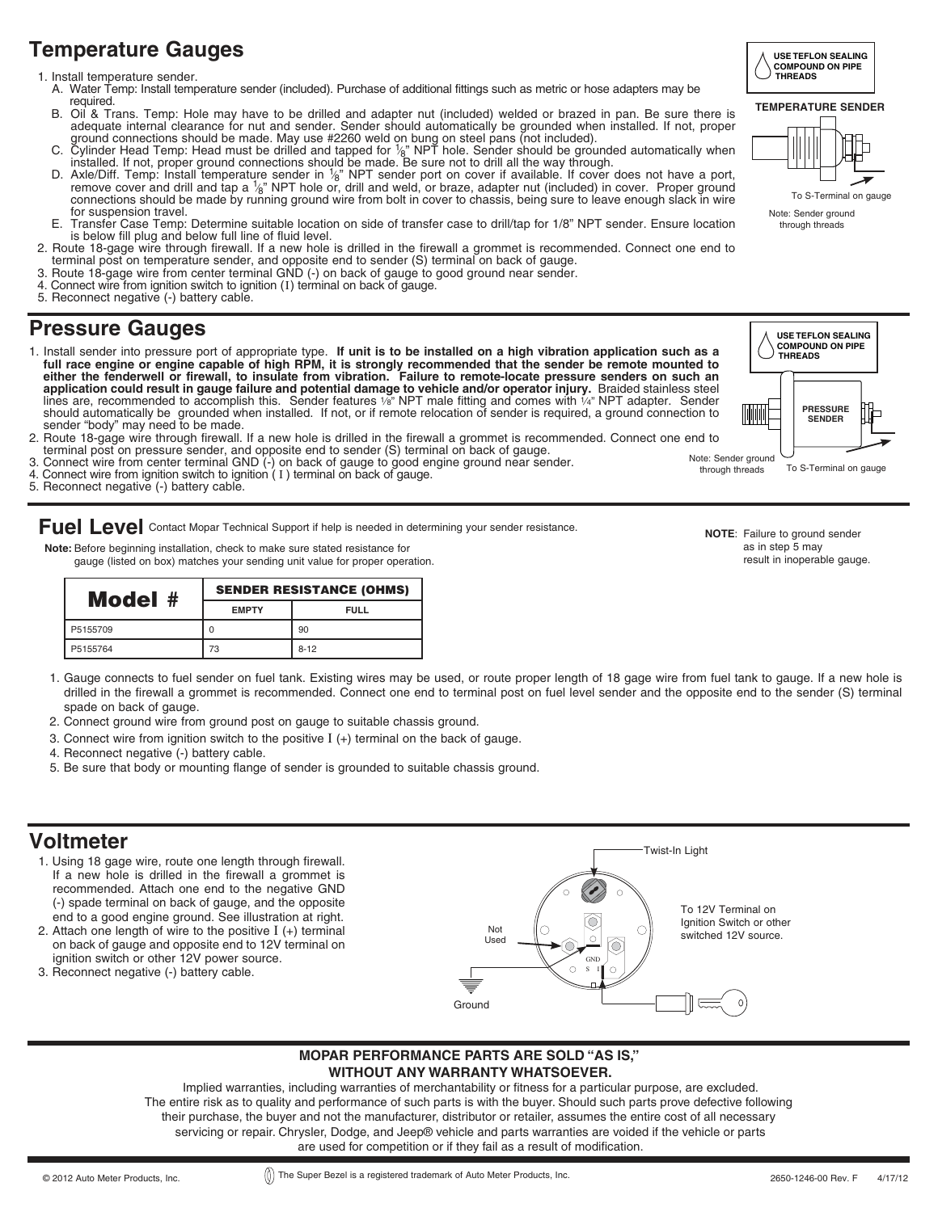## Temperature Gauges

1. Install temperature sender.
   A. Water Temp: Install temperature sender (included). Purchase of additional fittings such as metric or hose adapters may be required.
   B. Oil & Trans. Temp: Hole may have to be drilled and adapter nut (included) welded or brazed in pan. Be sure there is adequate internal clearance for nut and sender. Sender should automatically be grounded when installed. If not, proper ground connections should be made. May use #2260 weld on bung on steel pans (not included).
   C. Cylinder Head Temp: Head must be drilled and tapped for 1/8" NPT hole. Sender should be grounded automatically when installed. If not, proper ground connections should be made. Be sure not to drill all the way through.
   D. Axle/Diff. Temp: Install temperature sender in 1/8" NPT sender port on cover if available. If cover does not have a port, remove cover and drill and tap a 1/8" NPT hole or, drill and weld, or braze, adapter nut (included) in cover. Proper ground connections should be made by running ground wire from bolt in cover to chassis, being sure to leave enough slack in wire for suspension travel.
   E. Transfer Case Temp: Determine suitable location on side of transfer case to drill/tap for 1/8" NPT sender. Ensure location is below fill plug and below full line of fluid level.
2. Route 18-gage wire through firewall. If a new hole is drilled in the firewall a grommet is recommended. Connect one end to terminal post on temperature sender, and opposite end to sender (S) terminal on back of gauge.
3. Route 18-gage wire from center terminal GND (-) on back of gauge to good ground near sender.
4. Connect wire from ignition switch to ignition (I) terminal on back of gauge.
5. Reconnect negative (-) battery cable.

USE TEFLON SEALING COMPOUND ON PIPE THREADS

TEMPERATURE SENDER

To S-Terminal on gauge

Note: Sender ground through threads

## Pressure Gauges

1. Install sender into pressure port of appropriate type. **If unit is to be installed on a high vibration application such as a full race engine or engine capable of high RPM, it is strongly recommended that the sender be remote mounted to either the fenderwell or firewall, to insulate from vibration. Failure to remote-locate pressure senders on such an application could result in gauge failure and potential damage to vehicle and/or operator injury.** Braided stainless steel lines are, recommended to accomplish this. Sender features 1/8" NPT male fitting and comes with 1/4" NPT adapter. Sender should automatically be grounded when installed. If not, or if remote relocation of sender is required, a ground connection to sender "body" may need to be made.
2. Route 18-gage wire through firewall. If a new hole is drilled in the firewall a grommet is recommended. Connect one end to terminal post on pressure sender, and opposite end to sender (S) terminal on back of gauge.
3. Connect wire from center terminal GND (-) on back of gauge to good engine ground near sender.
4. Connect wire from ignition switch to ignition ( I ) terminal on back of gauge.
5. Reconnect negative (-) battery cable.

USE TEFLON SEALING COMPOUND ON PIPE THREADS

PRESSURE SENDER

Note: Sender ground through threads

To S-Terminal on gauge

**NOTE**: Failure to ground sender as in step 5 may result in inoperable gauge.

## Fuel Level

Contact Mopar Technical Support if help is needed in determining your sender resistance.

**Note:** Before beginning installation, check to make sure stated resistance for gauge (listed on box) matches your sending unit value for proper operation.

| Model # | SENDER RESISTANCE (OHMS) | |
|---|---|---|
| | EMPTY | FULL |
| P5155709 | 0 | 90 |
| P5155764 | 73 | 8-12 |

1. Gauge connects to fuel sender on fuel tank. Existing wires may be used, or route proper length of 18 gage wire from fuel tank to gauge. If a new hole is drilled in the firewall a grommet is recommended. Connect one end to terminal post on fuel level sender and the opposite end to the sender (S) terminal spade on back of gauge.
2. Connect ground wire from ground post on gauge to suitable chassis ground.
3. Connect wire from ignition switch to the positive I (+) terminal on the back of gauge.
4. Reconnect negative (-) battery cable.
5. Be sure that body or mounting flange of sender is grounded to suitable chassis ground.

## Voltmeter

1. Using 18 gage wire, route one length through firewall. If a new hole is drilled in the firewall a grommet is recommended. Attach one end to the negative GND (-) spade terminal on back of gauge, and the opposite end to a good engine ground. See illustration at right.
2. Attach one length of wire to the positive I (+) terminal on back of gauge and opposite end to 12V terminal on ignition switch or other 12V power source.
3. Reconnect negative (-) battery cable.

Twist-In Light

Not Used

GND

S I

To 12V Terminal on Ignition Switch or other switched 12V source.

Ground

**MOPAR PERFORMANCE PARTS ARE SOLD "AS IS," WITHOUT ANY WARRANTY WHATSOEVER.**

Implied warranties, including warranties of merchantability or fitness for a particular purpose, are excluded. The entire risk as to quality and performance of such parts is with the buyer. Should such parts prove defective following their purchase, the buyer and not the manufacturer, distributor or retailer, assumes the entire cost of all necessary servicing or repair. Chrysler, Dodge, and Jeep® vehicle and parts warranties are voided if the vehicle or parts are used for competition or if they fail as a result of modification.

© 2012 Auto Meter Products, Inc. The Super Bezel is a registered trademark of Auto Meter Products, Inc. 2650-1246-00 Rev. F 4/17/12